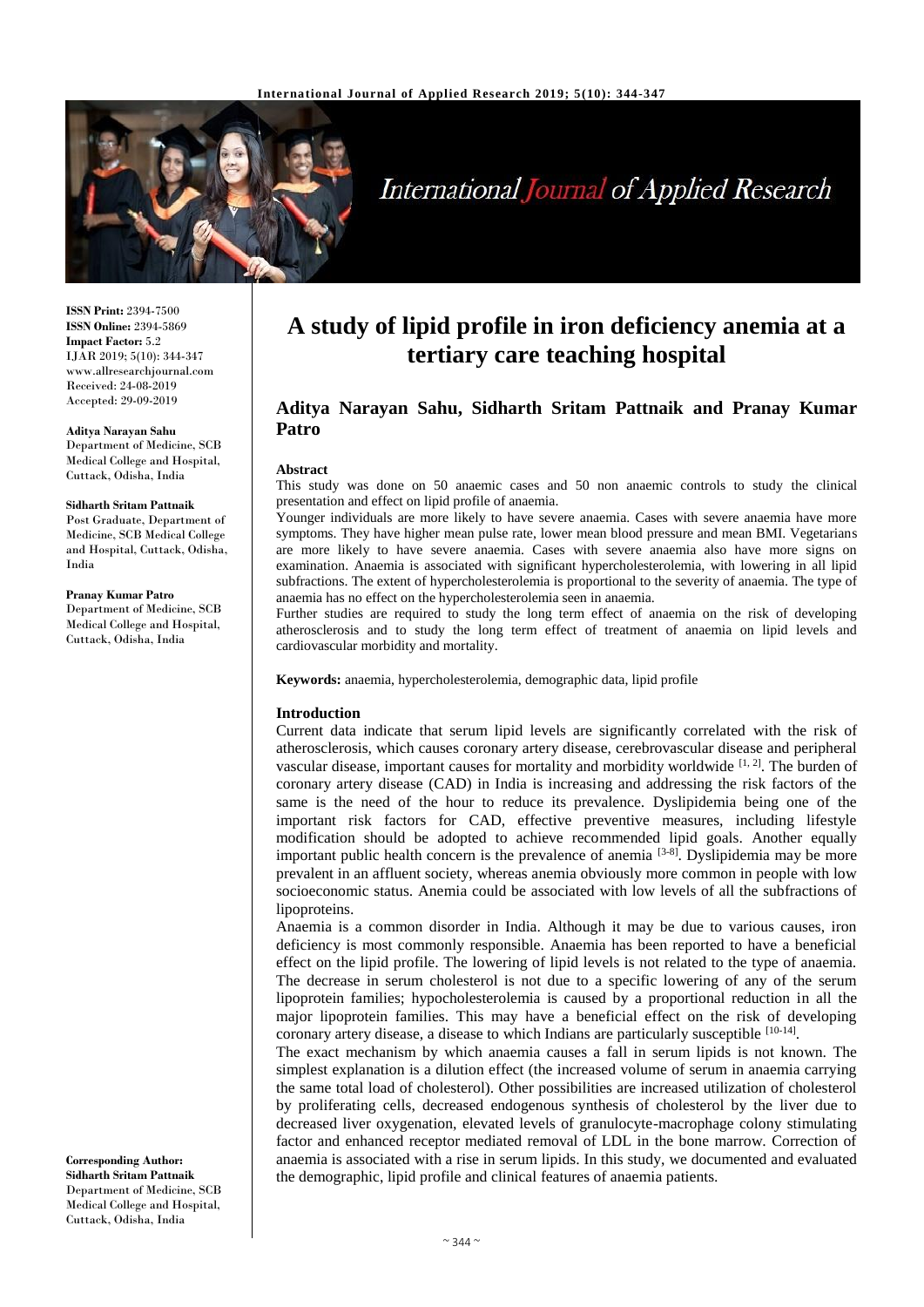# A study of lipid profile in iron deficiency anemia at a tertiary care teaching hospital

**Aditya Narayan Sahu, Sidharth Sritam Pattnaik and Pranay Kumar Patro**

**ISSN Print:** 2394-7500
**ISSN Online:** 2394-5869
**Impact Factor:** 5.2
IJAR 2019; 5(10): 344-347
www.allresearchjournal.com
Received: 24-08-2019
Accepted: 29-09-2019

**Aditya Narayan Sahu**
Department of Medicine, SCB Medical College and Hospital, Cuttack, Odisha, India

**Sidharth Sritam Pattnaik**
Post Graduate, Department of Medicine, SCB Medical College and Hospital, Cuttack, Odisha, India

**Pranay Kumar Patro**
Department of Medicine, SCB Medical College and Hospital, Cuttack, Odisha, India

**Corresponding Author:**
**Sidharth Sritam Pattnaik**
Department of Medicine, SCB Medical College and Hospital, Cuttack, Odisha, India

### Abstract

This study was done on 50 anaemic cases and 50 non anaemic controls to study the clinical presentation and effect on lipid profile of anaemia.

Younger individuals are more likely to have severe anaemia. Cases with severe anaemia have more symptoms. They have higher mean pulse rate, lower mean blood pressure and mean BMI. Vegetarians are more likely to have severe anaemia. Cases with severe anaemia also have more signs on examination. Anaemia is associated with significant hypercholesterolemia, with lowering in all lipid subfractions. The extent of hypercholesterolemia is proportional to the severity of anaemia. The type of anaemia has no effect on the hypercholesterolemia seen in anaemia.

Further studies are required to study the long term effect of anaemia on the risk of developing atherosclerosis and to study the long term effect of treatment of anaemia on lipid levels and cardiovascular morbidity and mortality.

**Keywords:** anaemia, hypercholesterolemia, demographic data, lipid profile

### Introduction

Current data indicate that serum lipid levels are significantly correlated with the risk of atherosclerosis, which causes coronary artery disease, cerebrovascular disease and peripheral vascular disease, important causes for mortality and morbidity worldwide [1, 2]. The burden of coronary artery disease (CAD) in India is increasing and addressing the risk factors of the same is the need of the hour to reduce its prevalence. Dyslipidemia being one of the important risk factors for CAD, effective preventive measures, including lifestyle modification should be adopted to achieve recommended lipid goals. Another equally important public health concern is the prevalence of anemia [3-8]. Dyslipidemia may be more prevalent in an affluent society, whereas anemia obviously more common in people with low socioeconomic status. Anemia could be associated with low levels of all the subfractions of lipoproteins.

Anaemia is a common disorder in India. Although it may be due to various causes, iron deficiency is most commonly responsible. Anaemia has been reported to have a beneficial effect on the lipid profile. The lowering of lipid levels is not related to the type of anaemia. The decrease in serum cholesterol is not due to a specific lowering of any of the serum lipoprotein families; hypocholesterolemia is caused by a proportional reduction in all the major lipoprotein families. This may have a beneficial effect on the risk of developing coronary artery disease, a disease to which Indians are particularly susceptible [10-14].

The exact mechanism by which anaemia causes a fall in serum lipids is not known. The simplest explanation is a dilution effect (the increased volume of serum in anaemia carrying the same total load of cholesterol). Other possibilities are increased utilization of cholesterol by proliferating cells, decreased endogenous synthesis of cholesterol by the liver due to decreased liver oxygenation, elevated levels of granulocyte-macrophage colony stimulating factor and enhanced receptor mediated removal of LDL in the bone marrow. Correction of anaemia is associated with a rise in serum lipids. In this study, we documented and evaluated the demographic, lipid profile and clinical features of anaemia patients.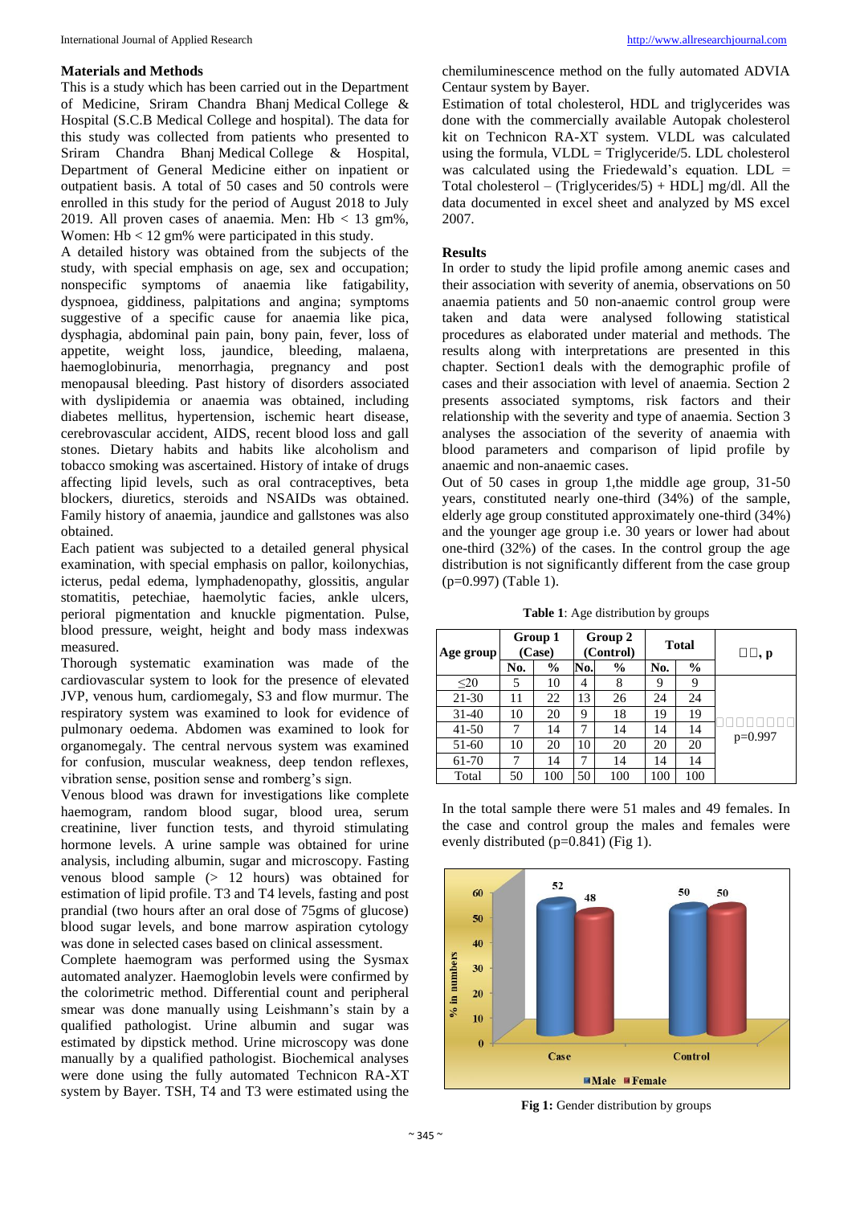## Materials and Methods

This is a study which has been carried out in the Department of Medicine, Sriram Chandra Bhanj Medical College & Hospital (S.C.B Medical College and hospital). The data for this study was collected from patients who presented to Sriram Chandra Bhanj Medical College & Hospital, Department of General Medicine either on inpatient or outpatient basis. A total of 50 cases and 50 controls were enrolled in this study for the period of August 2018 to July 2019. All proven cases of anaemia. Men: Hb < 13 gm%, Women: Hb < 12 gm% were participated in this study.

A detailed history was obtained from the subjects of the study, with special emphasis on age, sex and occupation; nonspecific symptoms of anaemia like fatigability, dyspnoea, giddiness, palpitations and angina; symptoms suggestive of a specific cause for anaemia like pica, dysphagia, abdominal pain pain, bony pain, fever, loss of appetite, weight loss, jaundice, bleeding, malaena, haemoglobinuria, menorrhagia, pregnancy and post menopausal bleeding. Past history of disorders associated with dyslipidemia or anaemia was obtained, including diabetes mellitus, hypertension, ischemic heart disease, cerebrovascular accident, AIDS, recent blood loss and gall stones. Dietary habits and habits like alcoholism and tobacco smoking was ascertained. History of intake of drugs affecting lipid levels, such as oral contraceptives, beta blockers, diuretics, steroids and NSAIDs was obtained. Family history of anaemia, jaundice and gallstones was also obtained.

Each patient was subjected to a detailed general physical examination, with special emphasis on pallor, koilonychias, icterus, pedal edema, lymphadenopathy, glossitis, angular stomatitis, petechiae, haemolytic facies, ankle ulcers, perioral pigmentation and knuckle pigmentation. Pulse, blood pressure, weight, height and body mass indexwas measured.

Thorough systematic examination was made of the cardiovascular system to look for the presence of elevated JVP, venous hum, cardiomegaly, S3 and flow murmur. The respiratory system was examined to look for evidence of pulmonary oedema. Abdomen was examined to look for organomegaly. The central nervous system was examined for confusion, muscular weakness, deep tendon reflexes, vibration sense, position sense and romberg's sign.

Venous blood was drawn for investigations like complete haemogram, random blood sugar, blood urea, serum creatinine, liver function tests, and thyroid stimulating hormone levels. A urine sample was obtained for urine analysis, including albumin, sugar and microscopy. Fasting venous blood sample (> 12 hours) was obtained for estimation of lipid profile. T3 and T4 levels, fasting and post prandial (two hours after an oral dose of 75gms of glucose) blood sugar levels, and bone marrow aspiration cytology was done in selected cases based on clinical assessment.

Complete haemogram was performed using the Sysmax automated analyzer. Haemoglobin levels were confirmed by the colorimetric method. Differential count and peripheral smear was done manually using Leishmann's stain by a qualified pathologist. Urine albumin and sugar was estimated by dipstick method. Urine microscopy was done manually by a qualified pathologist. Biochemical analyses were done using the fully automated Technicon RA-XT system by Bayer. TSH, T4 and T3 were estimated using the chemiluminescence method on the fully automated ADVIA Centaur system by Bayer.

Estimation of total cholesterol, HDL and triglycerides was done with the commercially available Autopak cholesterol kit on Technicon RA-XT system. VLDL was calculated using the formula, VLDL = Triglyceride/5. LDL cholesterol was calculated using the Friedewald's equation. LDL = Total cholesterol – (Triglycerides/5) + HDL] mg/dl. All the data documented in excel sheet and analyzed by MS excel 2007.

## Results

In order to study the lipid profile among anemic cases and their association with severity of anemia, observations on 50 anaemia patients and 50 non-anaemic control group were taken and data were analysed following statistical procedures as elaborated under material and methods. The results along with interpretations are presented in this chapter. Section1 deals with the demographic profile of cases and their association with level of anaemia. Section 2 presents associated symptoms, risk factors and their relationship with the severity and type of anaemia. Section 3 analyses the association of the severity of anaemia with blood parameters and comparison of lipid profile by anaemic and non-anaemic cases.

Out of 50 cases in group 1,the middle age group, 31-50 years, constituted nearly one-third (34%) of the sample, elderly age group constituted approximately one-third (34%) and the younger age group i.e. 30 years or lower had about one-third (32%) of the cases. In the control group the age distribution is not significantly different from the case group (p=0.997) (Table 1).

**Table 1**: Age distribution by groups

| Age group | Group 1 (Case) | | Group 2 (Control) | | Total | | □□, p |
|---|---|---|---|---|---|---|---|
| | No. | % | No. | % | No. | % | |
| ≤20 | 5 | 10 | 4 | 8 | 9 | 9 | □□□□□□□ p=0.997 |
| 21-30 | 11 | 22 | 13 | 26 | 24 | 24 | |
| 31-40 | 10 | 20 | 9 | 18 | 19 | 19 | |
| 41-50 | 7 | 14 | 7 | 14 | 14 | 14 | |
| 51-60 | 10 | 20 | 10 | 20 | 20 | 20 | |
| 61-70 | 7 | 14 | 7 | 14 | 14 | 14 | |
| Total | 50 | 100 | 50 | 100 | 100 | 100 | |

In the total sample there were 51 males and 49 females. In the case and control group the males and females were evenly distributed (p=0.841) (Fig 1).

% in numbers
60
50
40
30
20
10
0
52
48
50
50
Case
Control
Male
Female

**Fig 1:** Gender distribution by groups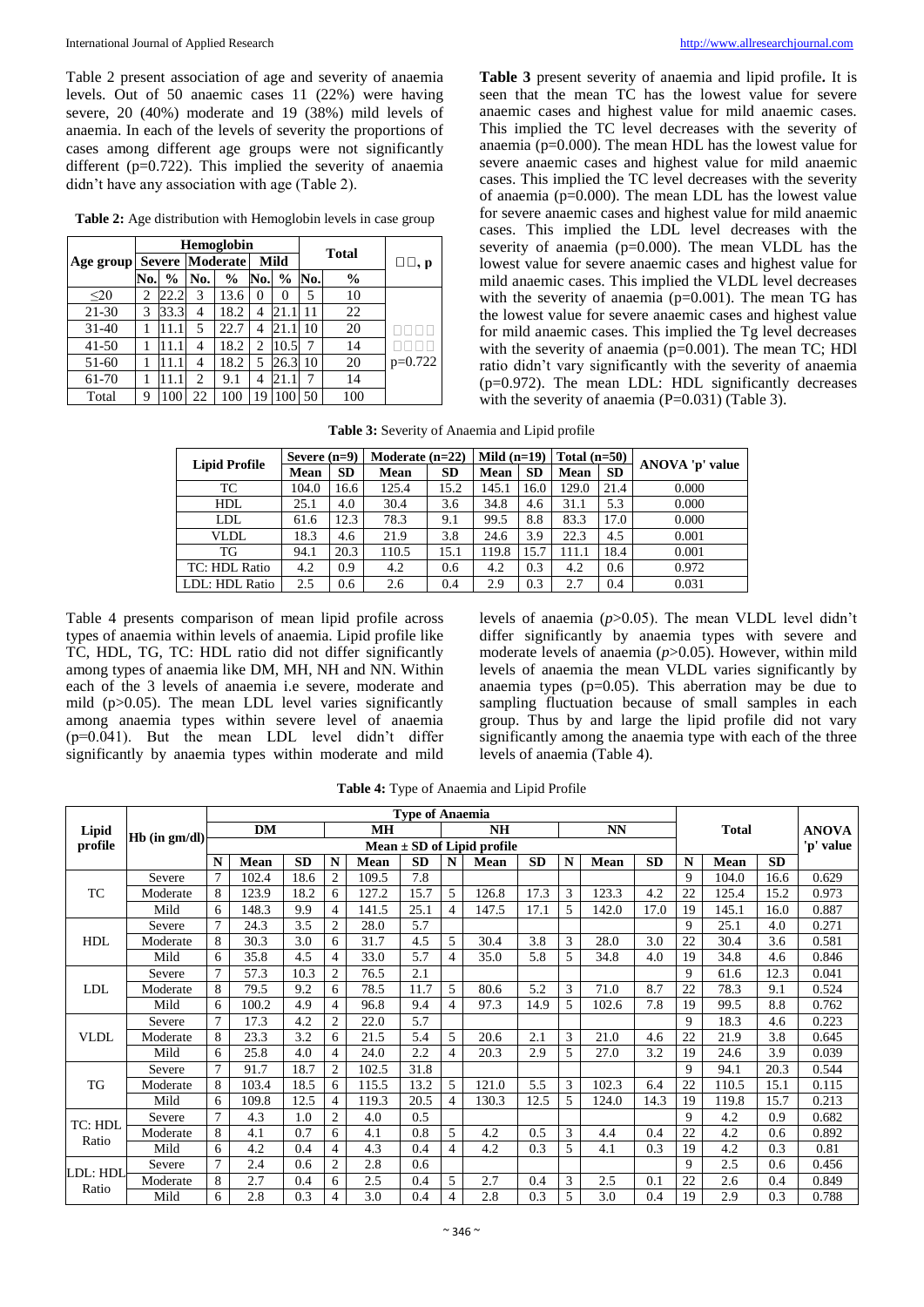Table 2 present association of age and severity of anaemia levels. Out of 50 anaemic cases 11 (22%) were having severe, 20 (40%) moderate and 19 (38%) mild levels of anaemia. In each of the levels of severity the proportions of cases among different age groups were not significantly different (p=0.722). This implied the severity of anaemia didn't have any association with age (Table 2).

**Table 2:** Age distribution with Hemoglobin levels in case group

| Age group | Hemoglobin | | | | | | Total | | □□, p |
|---|---|---|---|---|---|---|---|---|---|
| | Severe | | Moderate | | Mild | | | | |
| | No. | % | No. | % | No. | % | No. | % | |
| ≤20 | 2 | 22.2 | 3 | 13.6 | 0 | 0 | 5 | 10 | |
| 21-30 | 3 | 33.3 | 4 | 18.2 | 4 | 21.1 | 11 | 22 | |
| 31-40 | 1 | 11.1 | 5 | 22.7 | 4 | 21.1 | 10 | 20 | □□□□ |
| 41-50 | 1 | 11.1 | 4 | 18.2 | 2 | 10.5 | 7 | 14 | □□□□ |
| 51-60 | 1 | 11.1 | 4 | 18.2 | 5 | 26.3 | 10 | 20 | p=0.722 |
| 61-70 | 1 | 11.1 | 2 | 9.1 | 4 | 21.1 | 7 | 14 | |
| Total | 9 | 100 | 22 | 100 | 19 | 100 | 50 | 100 | |

**Table 3** present severity of anaemia and lipid profile**.** It is seen that the mean TC has the lowest value for severe anaemic cases and highest value for mild anaemic cases. This implied the TC level decreases with the severity of anaemia (p=0.000). The mean HDL has the lowest value for severe anaemic cases and highest value for mild anaemic cases. This implied the TC level decreases with the severity of anaemia (p=0.000). The mean LDL has the lowest value for severe anaemic cases and highest value for mild anaemic cases. This implied the LDL level decreases with the severity of anaemia (p=0.000). The mean VLDL has the lowest value for severe anaemic cases and highest value for mild anaemic cases. This implied the VLDL level decreases with the severity of anaemia (p=0.001). The mean TG has the lowest value for severe anaemic cases and highest value for mild anaemic cases. This implied the Tg level decreases with the severity of anaemia (p=0.001). The mean TC; HDl ratio didn't vary significantly with the severity of anaemia (p=0.972). The mean LDL: HDL significantly decreases with the severity of anaemia (P=0.031) (Table 3).

**Table 3:** Severity of Anaemia and Lipid profile

| Lipid Profile | Severe (n=9) | | Moderate (n=22) | | Mild (n=19) | | Total (n=50) | | ANOVA 'p' value |
|---|---|---|---|---|---|---|---|---|---|
| | Mean | SD | Mean | SD | Mean | SD | Mean | SD | |
| TC | 104.0 | 16.6 | 125.4 | 15.2 | 145.1 | 16.0 | 129.0 | 21.4 | 0.000 |
| HDL | 25.1 | 4.0 | 30.4 | 3.6 | 34.8 | 4.6 | 31.1 | 5.3 | 0.000 |
| LDL | 61.6 | 12.3 | 78.3 | 9.1 | 99.5 | 8.8 | 83.3 | 17.0 | 0.000 |
| VLDL | 18.3 | 4.6 | 21.9 | 3.8 | 24.6 | 3.9 | 22.3 | 4.5 | 0.001 |
| TG | 94.1 | 20.3 | 110.5 | 15.1 | 119.8 | 15.7 | 111.1 | 18.4 | 0.001 |
| TC: HDL Ratio | 4.2 | 0.9 | 4.2 | 0.6 | 4.2 | 0.3 | 4.2 | 0.6 | 0.972 |
| LDL: HDL Ratio | 2.5 | 0.6 | 2.6 | 0.4 | 2.9 | 0.3 | 2.7 | 0.4 | 0.031 |

Table 4 presents comparison of mean lipid profile across types of anaemia within levels of anaemia. Lipid profile like TC, HDL, TG, TC: HDL ratio did not differ significantly among types of anaemia like DM, MH, NH and NN. Within each of the 3 levels of anaemia i.e severe, moderate and mild (p>0.05). The mean LDL level varies significantly among anaemia types within severe level of anaemia (p=0.041). But the mean LDL level didn't differ significantly by anaemia types within moderate and mild levels of anaemia (*p*>0.05). The mean VLDL level didn't differ significantly by anaemia types with severe and moderate levels of anaemia (*p*>0.05). However, within mild levels of anaemia the mean VLDL varies significantly by anaemia types (p=0.05). This aberration may be due to sampling fluctuation because of small samples in each group. Thus by and large the lipid profile did not vary significantly among the anaemia type with each of the three levels of anaemia (Table 4).

**Table 4:** Type of Anaemia and Lipid Profile

| Lipid profile | Hb (in gm/dl) | Type of Anaemia | | | | | | | | | | | | Total | | | ANOVA 'p' value |
|---|---|---|---|---|---|---|---|---|---|---|---|---|---|---|---|---|---|
| | | DM | | | MH | | | NH | | | NN | | | | | | |
| | | Mean ± SD of Lipid profile | | | | | | | | | | | | | | | |
| | | N | Mean | SD | N | Mean | SD | N | Mean | SD | N | Mean | SD | N | Mean | SD | |
| TC | Severe | 7 | 102.4 | 18.6 | 2 | 109.5 | 7.8 | | | | | | | 9 | 104.0 | 16.6 | 0.629 |
| | Moderate | 8 | 123.9 | 18.2 | 6 | 127.2 | 15.7 | 5 | 126.8 | 17.3 | 3 | 123.3 | 4.2 | 22 | 125.4 | 15.2 | 0.973 |
| | Mild | 6 | 148.3 | 9.9 | 4 | 141.5 | 25.1 | 4 | 147.5 | 17.1 | 5 | 142.0 | 17.0 | 19 | 145.1 | 16.0 | 0.887 |
| HDL | Severe | 7 | 24.3 | 3.5 | 2 | 28.0 | 5.7 | | | | | | | 9 | 25.1 | 4.0 | 0.271 |
| | Moderate | 8 | 30.3 | 3.0 | 6 | 31.7 | 4.5 | 5 | 30.4 | 3.8 | 3 | 28.0 | 3.0 | 22 | 30.4 | 3.6 | 0.581 |
| | Mild | 6 | 35.8 | 4.5 | 4 | 33.0 | 5.7 | 4 | 35.0 | 5.8 | 5 | 34.8 | 4.0 | 19 | 34.8 | 4.6 | 0.846 |
| LDL | Severe | 7 | 57.3 | 10.3 | 2 | 76.5 | 2.1 | | | | | | | 9 | 61.6 | 12.3 | 0.041 |
| | Moderate | 8 | 79.5 | 9.2 | 6 | 78.5 | 11.7 | 5 | 80.6 | 5.2 | 3 | 71.0 | 8.7 | 22 | 78.3 | 9.1 | 0.524 |
| | Mild | 6 | 100.2 | 4.9 | 4 | 96.8 | 9.4 | 4 | 97.3 | 14.9 | 5 | 102.6 | 7.8 | 19 | 99.5 | 8.8 | 0.762 |
| VLDL | Severe | 7 | 17.3 | 4.2 | 2 | 22.0 | 5.7 | | | | | | | 9 | 18.3 | 4.6 | 0.223 |
| | Moderate | 8 | 23.3 | 3.2 | 6 | 21.5 | 5.4 | 5 | 20.6 | 2.1 | 3 | 21.0 | 4.6 | 22 | 21.9 | 3.8 | 0.645 |
| | Mild | 6 | 25.8 | 4.0 | 4 | 24.0 | 2.2 | 4 | 20.3 | 2.9 | 5 | 27.0 | 3.2 | 19 | 24.6 | 3.9 | 0.039 |
| TG | Severe | 7 | 91.7 | 18.7 | 2 | 102.5 | 31.8 | | | | | | | 9 | 94.1 | 20.3 | 0.544 |
| | Moderate | 8 | 103.4 | 18.5 | 6 | 115.5 | 13.2 | 5 | 121.0 | 5.5 | 3 | 102.3 | 6.4 | 22 | 110.5 | 15.1 | 0.115 |
| | Mild | 6 | 109.8 | 12.5 | 4 | 119.3 | 20.5 | 4 | 130.3 | 12.5 | 5 | 124.0 | 14.3 | 19 | 119.8 | 15.7 | 0.213 |
| TC: HDL Ratio | Severe | 7 | 4.3 | 1.0 | 2 | 4.0 | 0.5 | | | | | | | 9 | 4.2 | 0.9 | 0.682 |
| | Moderate | 8 | 4.1 | 0.7 | 6 | 4.1 | 0.8 | 5 | 4.2 | 0.5 | 3 | 4.4 | 0.4 | 22 | 4.2 | 0.6 | 0.892 |
| | Mild | 6 | 4.2 | 0.4 | 4 | 4.3 | 0.4 | 4 | 4.2 | 0.3 | 5 | 4.1 | 0.3 | 19 | 4.2 | 0.3 | 0.81 |
| LDL: HDL Ratio | Severe | 7 | 2.4 | 0.6 | 2 | 2.8 | 0.6 | | | | | | | 9 | 2.5 | 0.6 | 0.456 |
| | Moderate | 8 | 2.7 | 0.4 | 6 | 2.5 | 0.4 | 5 | 2.7 | 0.4 | 3 | 2.5 | 0.1 | 22 | 2.6 | 0.4 | 0.849 |
| | Mild | 6 | 2.8 | 0.3 | 4 | 3.0 | 0.4 | 4 | 2.8 | 0.3 | 5 | 3.0 | 0.4 | 19 | 2.9 | 0.3 | 0.788 |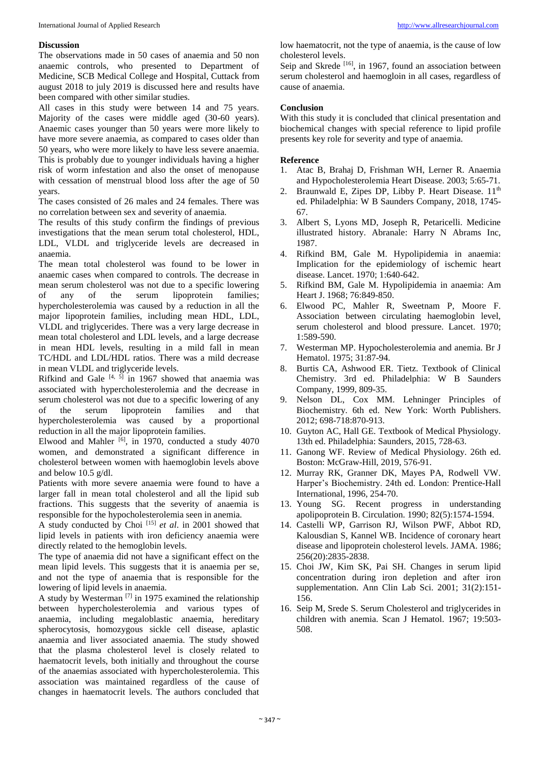## Discussion

The observations made in 50 cases of anaemia and 50 non anaemic controls, who presented to Department of Medicine, SCB Medical College and Hospital, Cuttack from august 2018 to july 2019 is discussed here and results have been compared with other similar studies.

All cases in this study were between 14 and 75 years. Majority of the cases were middle aged (30-60 years). Anaemic cases younger than 50 years were more likely to have more severe anaemia, as compared to cases older than 50 years, who were more likely to have less severe anaemia. This is probably due to younger individuals having a higher risk of worm infestation and also the onset of menopause with cessation of menstrual blood loss after the age of 50 years.

The cases consisted of 26 males and 24 females. There was no correlation between sex and severity of anaemia.

The results of this study confirm the findings of previous investigations that the mean serum total cholesterol, HDL, LDL, VLDL and triglyceride levels are decreased in anaemia.

The mean total cholesterol was found to be lower in anaemic cases when compared to controls. The decrease in mean serum cholesterol was not due to a specific lowering of any of the serum lipoprotein families; hypercholesterolemia was caused by a reduction in all the major lipoprotein families, including mean HDL, LDL, VLDL and triglycerides. There was a very large decrease in mean total cholesterol and LDL levels, and a large decrease in mean HDL levels, resulting in a mild fall in mean TC/HDL and LDL/HDL ratios. There was a mild decrease in mean VLDL and triglyceride levels.

Rifkind and Gale [4, 5] in 1967 showed that anaemia was associated with hypercholesterolemia and the decrease in serum cholesterol was not due to a specific lowering of any of the serum lipoprotein families and that hypercholesterolemia was caused by a proportional reduction in all the major lipoprotein families.

Elwood and Mahler [6], in 1970, conducted a study 4070 women, and demonstrated a significant difference in cholesterol between women with haemoglobin levels above and below 10.5 g/dl.

Patients with more severe anaemia were found to have a larger fall in mean total cholesterol and all the lipid sub fractions. This suggests that the severity of anaemia is responsible for the hypocholesterolemia seen in anaemia.

A study conducted by Choi [15] *et al*. in 2001 showed that lipid levels in patients with iron deficiency anaemia were directly related to the hemoglobin levels.

The type of anaemia did not have a significant effect on the mean lipid levels. This suggests that it is anaemia per se, and not the type of anaemia that is responsible for the lowering of lipid levels in anaemia.

A study by Westerman [7] in 1975 examined the relationship between hypercholesterolemia and various types of anaemia, including megaloblastic anaemia, hereditary spherocytosis, homozygous sickle cell disease, aplastic anaemia and liver associated anaemia. The study showed that the plasma cholesterol level is closely related to haematocrit levels, both initially and throughout the course of the anaemias associated with hypercholesterolemia. This association was maintained regardless of the cause of changes in haematocrit levels. The authors concluded that low haematocrit, not the type of anaemia, is the cause of low cholesterol levels.

Seip and Skrede [16], in 1967, found an association between serum cholesterol and haemogloin in all cases, regardless of cause of anaemia.

## Conclusion

With this study it is concluded that clinical presentation and biochemical changes with special reference to lipid profile presents key role for severity and type of anaemia.

## Reference

1. Atac B, Brahaj D, Frishman WH, Lerner R. Anaemia and Hypocholesterolemia Heart Disease. 2003; 5:65-71.
2. Braunwald E, Zipes DP, Libby P. Heart Disease. 11th ed. Philadelphia: W B Saunders Company, 2018, 1745-67.
3. Albert S, Lyons MD, Joseph R, Petaricelli. Medicine illustrated history. Abranale: Harry N Abrams Inc, 1987.
4. Rifkind BM, Gale M. Hypolipidemia in anaemia: Implication for the epidemiology of ischemic heart disease. Lancet. 1970; 1:640-642.
5. Rifkind BM, Gale M. Hypolipidemia in anaemia: Am Heart J. 1968; 76:849-850.
6. Elwood PC, Mahler R, Sweetnam P, Moore F. Association between circulating haemoglobin level, serum cholesterol and blood pressure. Lancet. 1970; 1:589-590.
7. Westerman MP. Hypocholesterolemia and anemia. Br J Hematol. 1975; 31:87-94.
8. Burtis CA, Ashwood ER. Tietz. Textbook of Clinical Chemistry. 3rd ed. Philadelphia: W B Saunders Company, 1999, 809-35.
9. Nelson DL, Cox MM. Lehninger Principles of Biochemistry. 6th ed. New York: Worth Publishers. 2012; 698-718:870-913.
10. Guyton AC, Hall GE. Textbook of Medical Physiology. 13th ed. Philadelphia: Saunders, 2015, 728-63.
11. Ganong WF. Review of Medical Physiology. 26th ed. Boston: McGraw-Hill, 2019, 576-91.
12. Murray RK, Granner DK, Mayes PA, Rodwell VW. Harper's Biochemistry. 24th ed. London: Prentice-Hall International, 1996, 254-70.
13. Young SG. Recent progress in understanding apolipoprotein B. Circulation. 1990; 82(5):1574-1594.
14. Castelli WP, Garrison RJ, Wilson PWF, Abbot RD, Kalousdian S, Kannel WB. Incidence of coronary heart disease and lipoprotein cholesterol levels. JAMA. 1986; 256(20):2835-2838.
15. Choi JW, Kim SK, Pai SH. Changes in serum lipid concentration during iron depletion and after iron supplementation. Ann Clin Lab Sci. 2001; 31(2):151-156.
16. Seip M, Srede S. Serum Cholesterol and triglycerides in children with anemia. Scan J Hematol. 1967; 19:503-508.